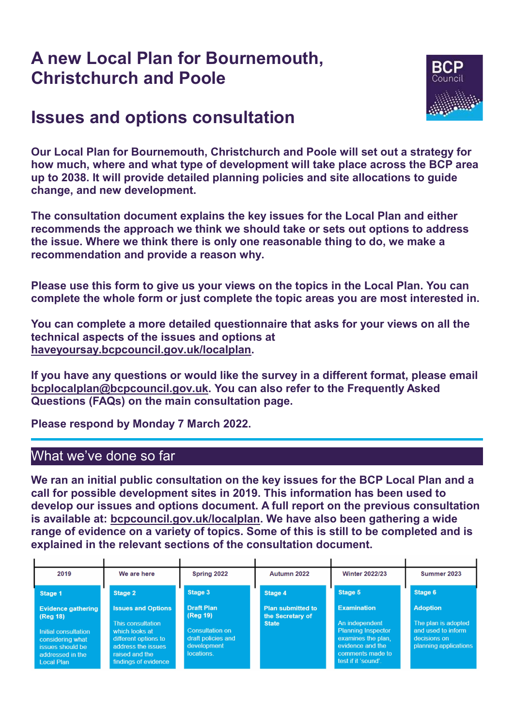# A new Local Plan for Bournemouth, Christchurch and Poole

## Issues and options consultation

**Our Local Plan for Bournemouth, Christchurch and Poole will set out a strategy for how much, where and what type of development will take place across the BCP area up to 2038. It will provide detailed planning policies and site allocations to guide change, and new development.**

**The consultation document explains the key issues for the Local Plan and either recommends the approach we think we should take or sets out options to address the issue. Where we think there is only one reasonable thing to do, we make a recommendation and provide a reason why.**

**Please use this form to give us your views on the topics in the Local Plan. You can complete the whole form or just complete the topic areas you are most interested in.**

**You can complete a more detailed questionnaire that asks for your views on all the technical aspects of the issues and options at haveyoursay.bcpcouncil.gov.uk/localplan.**

**If you have any questions or would like the survey in a different format, please email bcplocalplan@bcpcouncil.gov.uk. You can also refer to the Frequently Asked Questions (FAQs) on the main consultation page.**

**Please respond by Monday 7 March 2022.**

## What we've done so far

**We ran an initial public consultation on the key issues for the BCP Local Plan and a call for possible development sites in 2019. This information has been used to develop our issues and options document. A full report on the previous consultation is available at: bcpcouncil.gov.uk/localplan. We have also been gathering a wide range of evidence on a variety of topics. Some of this is still to be completed and is explained in the relevant sections of the consultation document.**

| 2019 | We are here | Spring 2022 | Autumn 2022 | Winter 2022/23 | Summer 2023 |
|---|---|---|---|---|---|
| **Stage 1**<br>**Evidence gathering (Reg 18)**<br>Initial consultation considering what issues should be addressed in the Local Plan | **Stage 2**<br>**Issues and Options**<br>This consultation which looks at different options to address the issues raised and the findings of evidence | **Stage 3**<br>**Draft Plan (Reg 19)**<br>Consultation on draft policies and development locations. | **Stage 4**<br>**Plan submitted to the Secretary of State** | **Stage 5**<br>**Examination**<br>An independent Planning Inspector examines the plan, evidence and the comments made to test if it 'sound'. | **Stage 6**<br>**Adoption**<br>The plan is adopted and used to inform decisions on planning applications |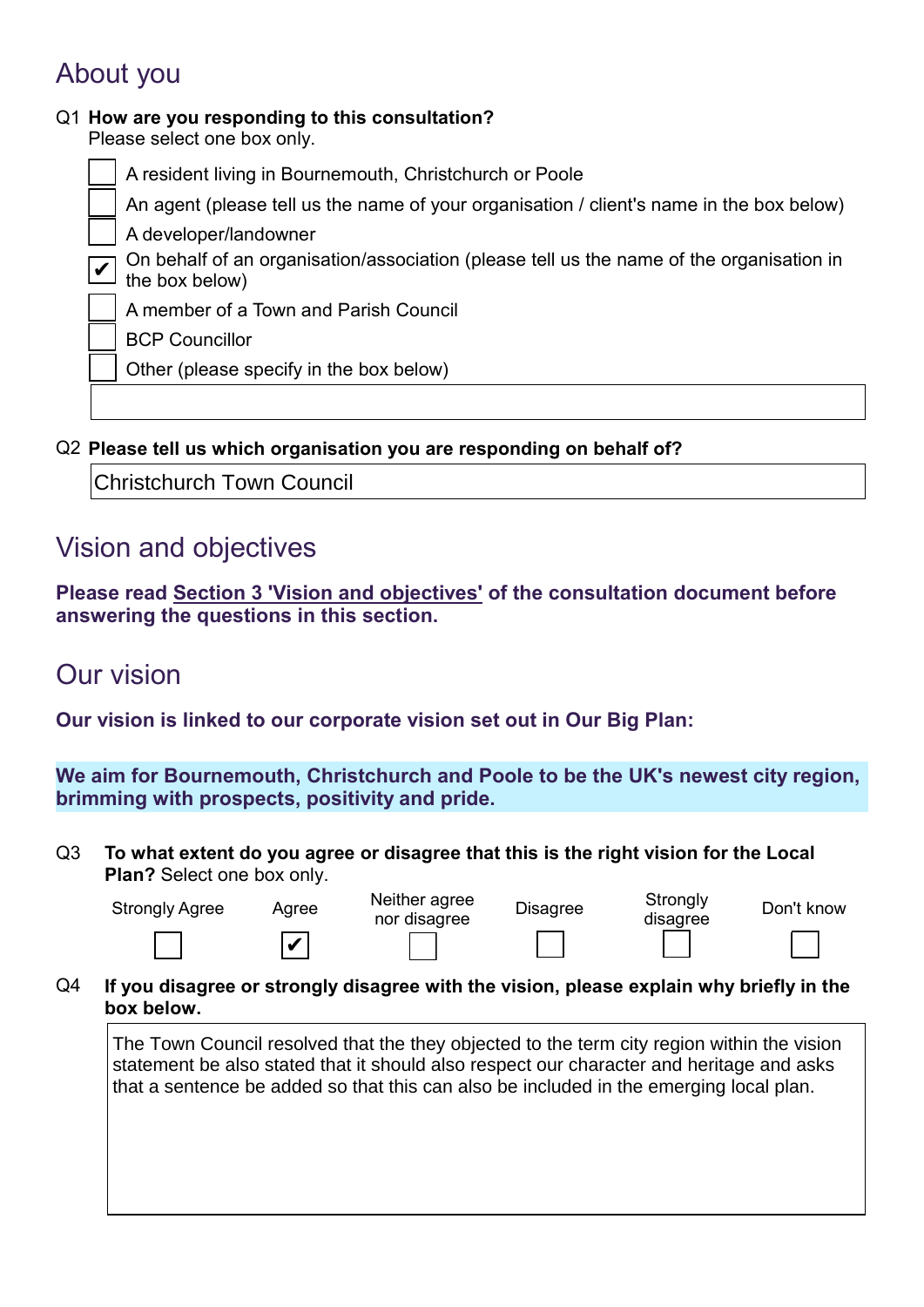## About you

Q1 **How are you responding to this consultation?**
Please select one box only.

- [ ] A resident living in Bournemouth, Christchurch or Poole
- [ ] An agent (please tell us the name of your organisation / client's name in the box below)
- [ ] A developer/landowner
- [x] On behalf of an organisation/association (please tell us the name of the organisation in the box below)
- [ ] A member of a Town and Parish Council
- [ ] BCP Councillor
- [ ] Other (please specify in the box below)

Q2 **Please tell us which organisation you are responding on behalf of?**

Christchurch Town Council

## Vision and objectives

**Please read Section 3 'Vision and objectives' of the consultation document before answering the questions in this section.**

## Our vision

**Our vision is linked to our corporate vision set out in Our Big Plan:**

**We aim for Bournemouth, Christchurch and Poole to be the UK's newest city region, brimming with prospects, positivity and pride.**

Q3 **To what extent do you agree or disagree that this is the right vision for the Local Plan?** Select one box only.

| Strongly Agree | Agree | Neither agree nor disagree | Disagree | Strongly disagree | Don't know |
|---|---|---|---|---|---|
| [ ] | [x] | [ ] | [ ] | [ ] | [ ] |

Q4 **If you disagree or strongly disagree with the vision, please explain why briefly in the box below.**

The Town Council resolved that the they objected to the term city region within the vision statement be also stated that it should also respect our character and heritage and asks that a sentence be added so that this can also be included in the emerging local plan.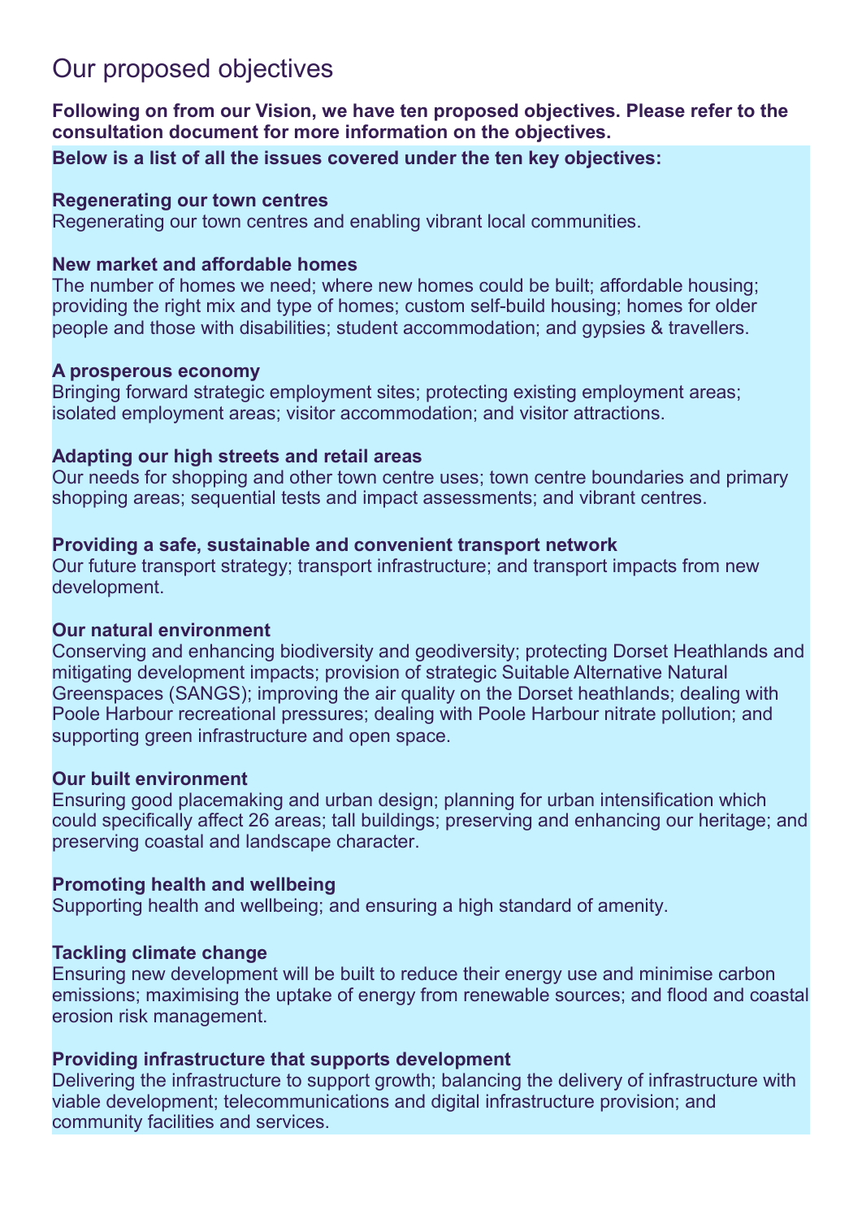# Our proposed objectives

**Following on from our Vision, we have ten proposed objectives. Please refer to the consultation document for more information on the objectives.**

**Below is a list of all the issues covered under the ten key objectives:**

**Regenerating our town centres**
Regenerating our town centres and enabling vibrant local communities.

**New market and affordable homes**
The number of homes we need; where new homes could be built; affordable housing; providing the right mix and type of homes; custom self-build housing; homes for older people and those with disabilities; student accommodation; and gypsies & travellers.

**A prosperous economy**
Bringing forward strategic employment sites; protecting existing employment areas; isolated employment areas; visitor accommodation; and visitor attractions.

**Adapting our high streets and retail areas**
Our needs for shopping and other town centre uses; town centre boundaries and primary shopping areas; sequential tests and impact assessments; and vibrant centres.

**Providing a safe, sustainable and convenient transport network**
Our future transport strategy; transport infrastructure; and transport impacts from new development.

**Our natural environment**
Conserving and enhancing biodiversity and geodiversity; protecting Dorset Heathlands and mitigating development impacts; provision of strategic Suitable Alternative Natural Greenspaces (SANGS); improving the air quality on the Dorset heathlands; dealing with Poole Harbour recreational pressures; dealing with Poole Harbour nitrate pollution; and supporting green infrastructure and open space.

**Our built environment**
Ensuring good placemaking and urban design; planning for urban intensification which could specifically affect 26 areas; tall buildings; preserving and enhancing our heritage; and preserving coastal and landscape character.

**Promoting health and wellbeing**
Supporting health and wellbeing; and ensuring a high standard of amenity.

**Tackling climate change**
Ensuring new development will be built to reduce their energy use and minimise carbon emissions; maximising the uptake of energy from renewable sources; and flood and coastal erosion risk management.

**Providing infrastructure that supports development**
Delivering the infrastructure to support growth; balancing the delivery of infrastructure with viable development; telecommunications and digital infrastructure provision; and community facilities and services.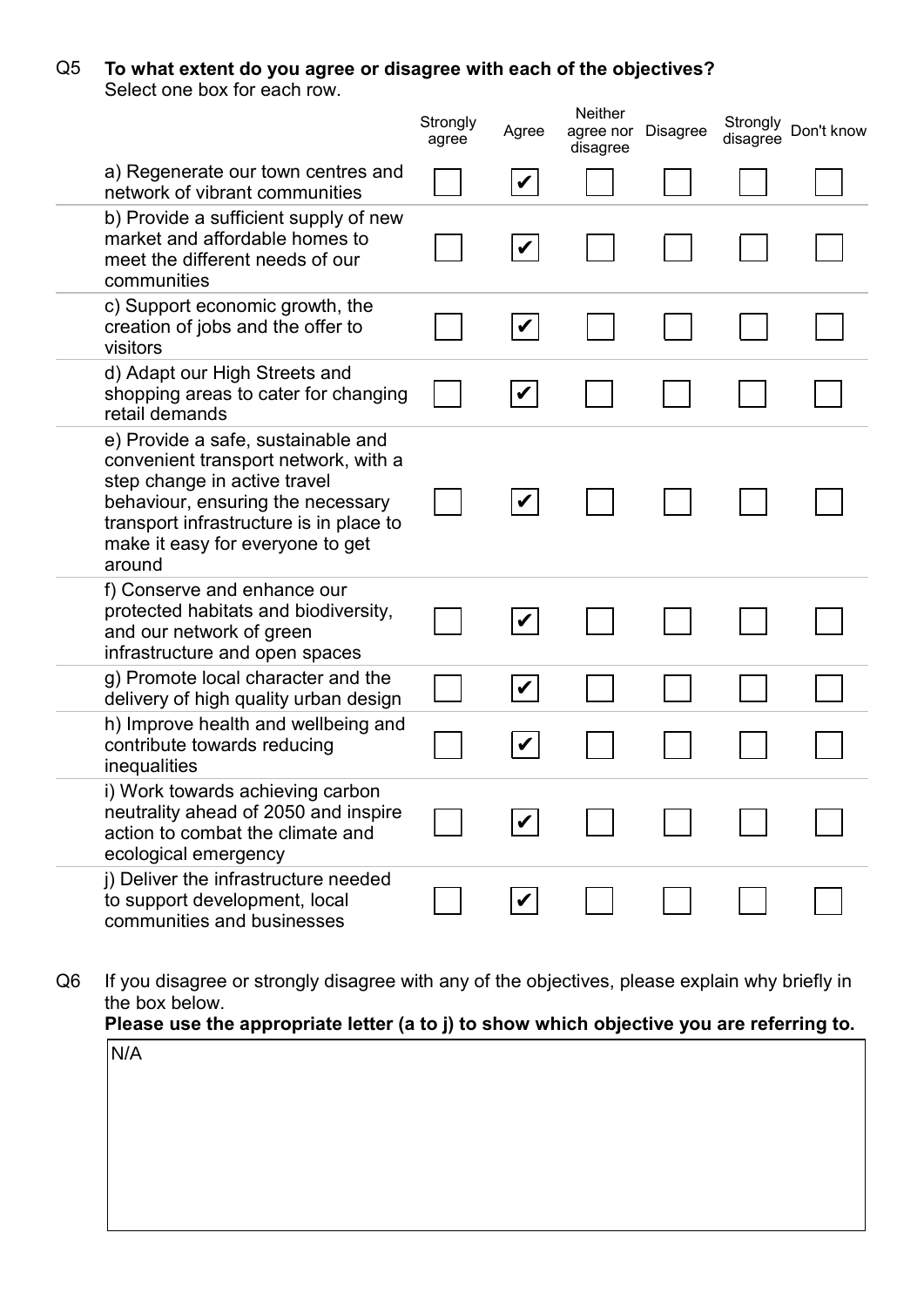Q5 **To what extent do you agree or disagree with each of the objectives?**
Select one box for each row.

| | Strongly agree | Agree | Neither agree nor disagree | Disagree | Strongly disagree | Don't know |
|---|---|---|---|---|---|---|
| a) Regenerate our town centres and network of vibrant communities | ☐ | ☑ | ☐ | ☐ | ☐ | ☐ |
| b) Provide a sufficient supply of new market and affordable homes to meet the different needs of our communities | ☐ | ☑ | ☐ | ☐ | ☐ | ☐ |
| c) Support economic growth, the creation of jobs and the offer to visitors | ☐ | ☑ | ☐ | ☐ | ☐ | ☐ |
| d) Adapt our High Streets and shopping areas to cater for changing retail demands | ☐ | ☑ | ☐ | ☐ | ☐ | ☐ |
| e) Provide a safe, sustainable and convenient transport network, with a step change in active travel behaviour, ensuring the necessary transport infrastructure is in place to make it easy for everyone to get around | ☐ | ☑ | ☐ | ☐ | ☐ | ☐ |
| f) Conserve and enhance our protected habitats and biodiversity, and our network of green infrastructure and open spaces | ☐ | ☑ | ☐ | ☐ | ☐ | ☐ |
| g) Promote local character and the delivery of high quality urban design | ☐ | ☑ | ☐ | ☐ | ☐ | ☐ |
| h) Improve health and wellbeing and contribute towards reducing inequalities | ☐ | ☑ | ☐ | ☐ | ☐ | ☐ |
| i) Work towards achieving carbon neutrality ahead of 2050 and inspire action to combat the climate and ecological emergency | ☐ | ☑ | ☐ | ☐ | ☐ | ☐ |
| j) Deliver the infrastructure needed to support development, local communities and businesses | ☐ | ☑ | ☐ | ☐ | ☐ | ☐ |

Q6 If you disagree or strongly disagree with any of the objectives, please explain why briefly in the box below.
**Please use the appropriate letter (a to j) to show which objective you are referring to.**

N/A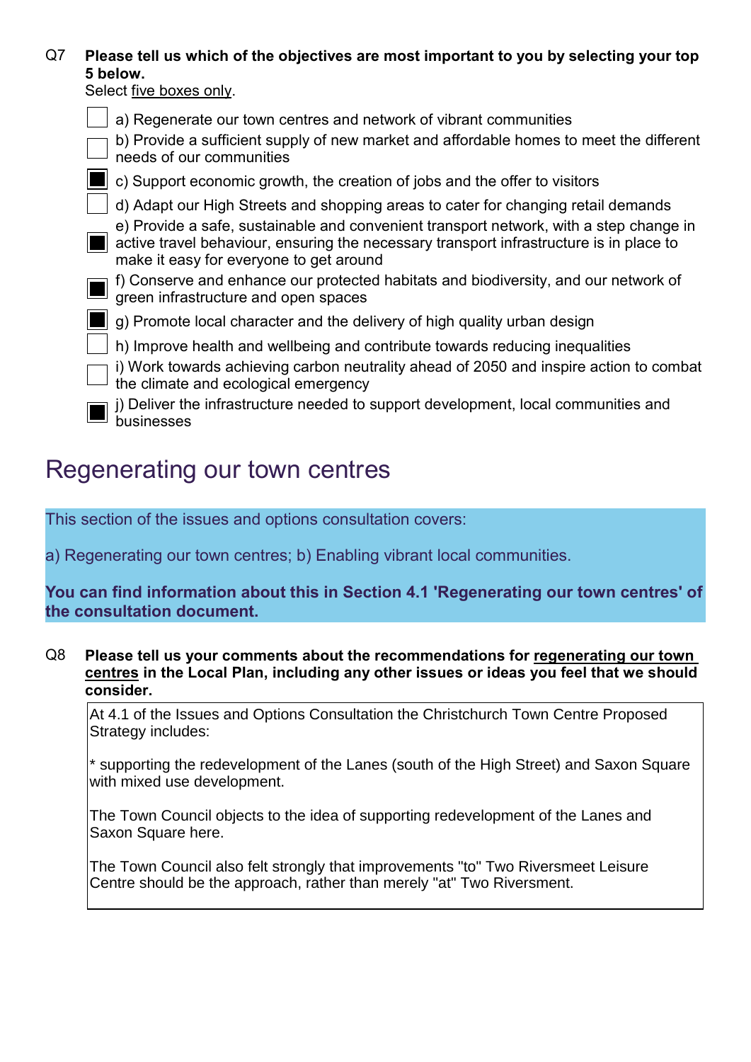Q7 **Please tell us which of the objectives are most important to you by selecting your top 5 below.**
Select five boxes only.

- [ ] a) Regenerate our town centres and network of vibrant communities
- [ ] b) Provide a sufficient supply of new market and affordable homes to meet the different needs of our communities
- [x] c) Support economic growth, the creation of jobs and the offer to visitors
- [ ] d) Adapt our High Streets and shopping areas to cater for changing retail demands
- [x] e) Provide a safe, sustainable and convenient transport network, with a step change in active travel behaviour, ensuring the necessary transport infrastructure is in place to make it easy for everyone to get around
- [x] f) Conserve and enhance our protected habitats and biodiversity, and our network of green infrastructure and open spaces
- [x] g) Promote local character and the delivery of high quality urban design
- [ ] h) Improve health and wellbeing and contribute towards reducing inequalities
- [ ] i) Work towards achieving carbon neutrality ahead of 2050 and inspire action to combat the climate and ecological emergency
- [x] j) Deliver the infrastructure needed to support development, local communities and businesses

# Regenerating our town centres

This section of the issues and options consultation covers:

a) Regenerating our town centres; b) Enabling vibrant local communities.

**You can find information about this in Section 4.1 'Regenerating our town centres' of the consultation document.**

Q8 **Please tell us your comments about the recommendations for regenerating our town centres in the Local Plan, including any other issues or ideas you feel that we should consider.**

At 4.1 of the Issues and Options Consultation the Christchurch Town Centre Proposed Strategy includes:

* supporting the redevelopment of the Lanes (south of the High Street) and Saxon Square with mixed use development.

The Town Council objects to the idea of supporting redevelopment of the Lanes and Saxon Square here.

The Town Council also felt strongly that improvements "to" Two Riversmeet Leisure Centre should be the approach, rather than merely "at" Two Riversment.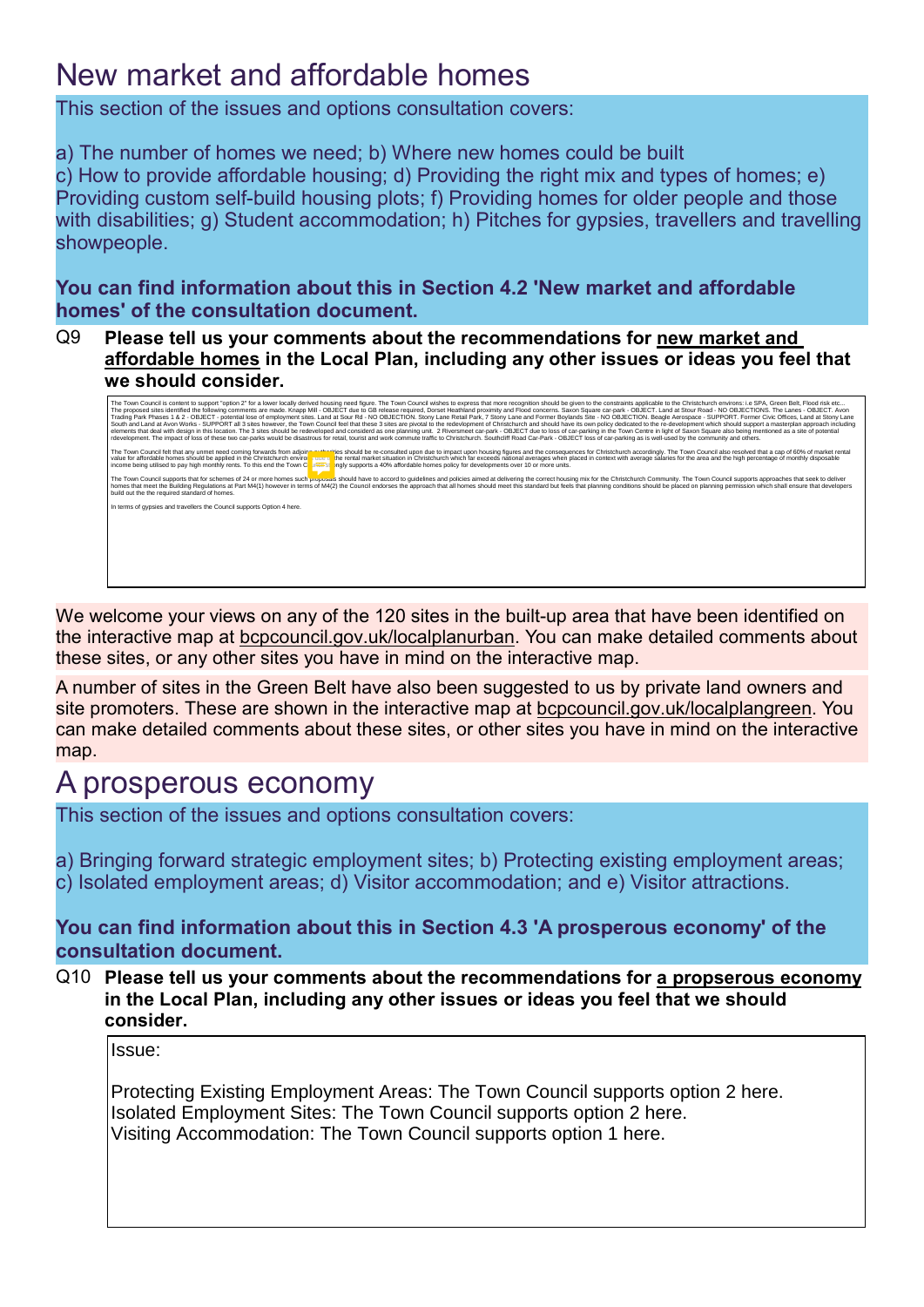# New market and affordable homes

This section of the issues and options consultation covers:

a) The number of homes we need; b) Where new homes could be built
c) How to provide affordable housing; d) Providing the right mix and types of homes; e) Providing custom self-build housing plots; f) Providing homes for older people and those with disabilities; g) Student accommodation; h) Pitches for gypsies, travellers and travelling showpeople.

**You can find information about this in Section 4.2 'New market and affordable homes' of the consultation document.**

Q9 **Please tell us your comments about the recommendations for new market and affordable homes in the Local Plan, including any other issues or ideas you feel that we should consider.**

The Town Council is content to support "option 2" for a lower locally derived housing need figure. The Town Council wishes to express that more recognition should be given to the constraints applicable to the Christchurch environs: i.e SPA, Green Belt, Flood risk etc... The proposed sites identified the following comments are made. Knapp Mill - OBJECT due to GB release required, Dorset Heathland proximity and Flood concerns. Saxon Square car-park - OBJECT. Land at Stour Road - NO OBJECTIONS. The Lanes - OBJECT. Avon Trading Park Phases 1 & 2 - OBJECT - potential lose of employment sites. Land at Sour Rd - NO OBJECTION. Stony Lane Retail Park, 7 Stony Lane and Former Boylands Site - NO OBJECTION. Beagle Aerospace - SUPPORT. Former Civic Offices, Land at Stony Lane South and Land at Avon Works - SUPPORT all 3 sites however, the Town Council feel that these 3 sites are pivotal to the redevelopment of Christchurch and should have its own policy dedicated to the re-development which should support a masterplan approach including elements that deal with design in this location. The 3 sites should be redeveloped and considered as one planning unit. 2 Riversmeet car-park - OBJECT due to loss of car-parking in the Town Centre in light of Saxon Square also being mentioned as a site of potential redevelopment. The impact of loss of these two car-parks would be disastrous for retail, tourist and work commute traffic to Christchurch. Southcliff Road Car-Park - OBJECT loss of car-parking as is well-used by the community and others.

The Town Council felt that any unmet need coming forwards from adjoining authorities should be re-consulted upon due to impact upon housing figures and the consequences for Christchurch accordingly. The Town Council also resolved that a cap of 60% of market rental value for affordable homes should be applied in the Christchurch environs as the rental market situation in Christchurch which far exceeds national averages when placed in context with average salaries for the area and the high percentage of monthly disposable income being utilised to pay high monthly rents. To this end the Town Council strongly supports a 40% affordable homes policy for developments over 10 or more units.

The Town Council supports that for schemes of 24 or more homes such proposals should have to accord to guidelines and policies aimed at delivering the correct housing mix for the Christchurch Community. The Town Council supports approaches that seek to deliver homes that meet the Building Regulations at Part M4(1) however in terms of M4(2) the Council endorses the approach that all homes should meet this standard but feels that planning conditions should be placed on planning permission which shall ensure that developers build out the the required standard of homes.

In terms of gypsies and travellers the Council supports Option 4 here.

We welcome your views on any of the 120 sites in the built-up area that have been identified on the interactive map at bcpcouncil.gov.uk/localplanurban. You can make detailed comments about these sites, or any other sites you have in mind on the interactive map.

A number of sites in the Green Belt have also been suggested to us by private land owners and site promoters. These are shown in the interactive map at bcpcouncil.gov.uk/localplangreen. You can make detailed comments about these sites, or other sites you have in mind on the interactive map.

# A prosperous economy

This section of the issues and options consultation covers:

a) Bringing forward strategic employment sites; b) Protecting existing employment areas; c) Isolated employment areas; d) Visitor accommodation; and e) Visitor attractions.

**You can find information about this in Section 4.3 'A prosperous economy' of the consultation document.**

Q10 **Please tell us your comments about the recommendations for a propserous economy in the Local Plan, including any other issues or ideas you feel that we should consider.**

Issue:

Protecting Existing Employment Areas: The Town Council supports option 2 here.
Isolated Employment Sites: The Town Council supports option 2 here.
Visiting Accommodation: The Town Council supports option 1 here.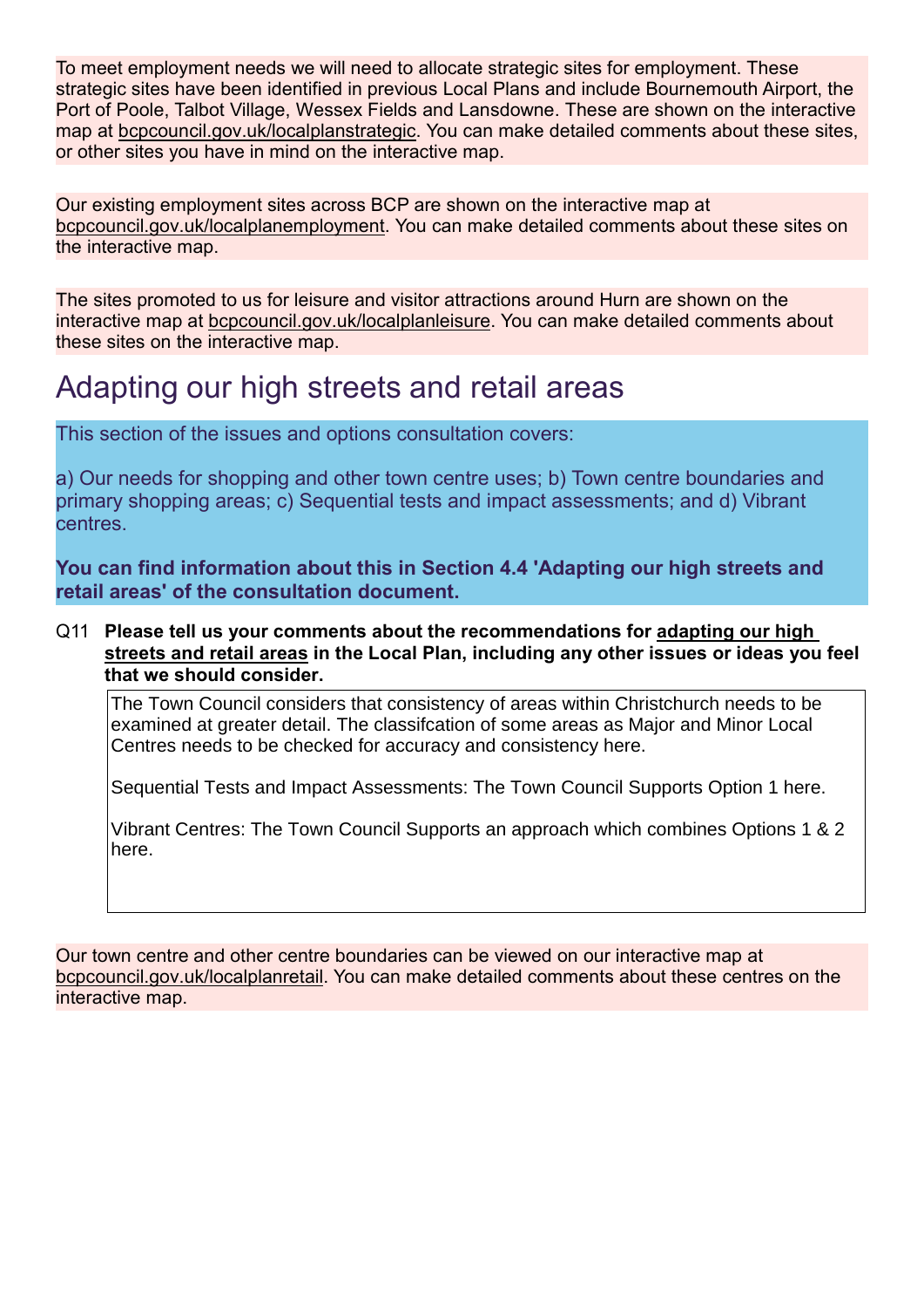To meet employment needs we will need to allocate strategic sites for employment. These strategic sites have been identified in previous Local Plans and include Bournemouth Airport, the Port of Poole, Talbot Village, Wessex Fields and Lansdowne. These are shown on the interactive map at bcpcouncil.gov.uk/localplanstrategic. You can make detailed comments about these sites, or other sites you have in mind on the interactive map.

Our existing employment sites across BCP are shown on the interactive map at bcpcouncil.gov.uk/localplanemployment. You can make detailed comments about these sites on the interactive map.

The sites promoted to us for leisure and visitor attractions around Hurn are shown on the interactive map at bcpcouncil.gov.uk/localplanleisure. You can make detailed comments about these sites on the interactive map.

## Adapting our high streets and retail areas

This section of the issues and options consultation covers:

a) Our needs for shopping and other town centre uses; b) Town centre boundaries and primary shopping areas; c) Sequential tests and impact assessments; and d) Vibrant centres.

**You can find information about this in Section 4.4 'Adapting our high streets and retail areas' of the consultation document.**

Q11 **Please tell us your comments about the recommendations for adapting our high streets and retail areas in the Local Plan, including any other issues or ideas you feel that we should consider.**

The Town Council considers that consistency of areas within Christchurch needs to be examined at greater detail. The classifcation of some areas as Major and Minor Local Centres needs to be checked for accuracy and consistency here.

Sequential Tests and Impact Assessments: The Town Council Supports Option 1 here.

Vibrant Centres: The Town Council Supports an approach which combines Options 1 & 2 here.

Our town centre and other centre boundaries can be viewed on our interactive map at bcpcouncil.gov.uk/localplanretail. You can make detailed comments about these centres on the interactive map.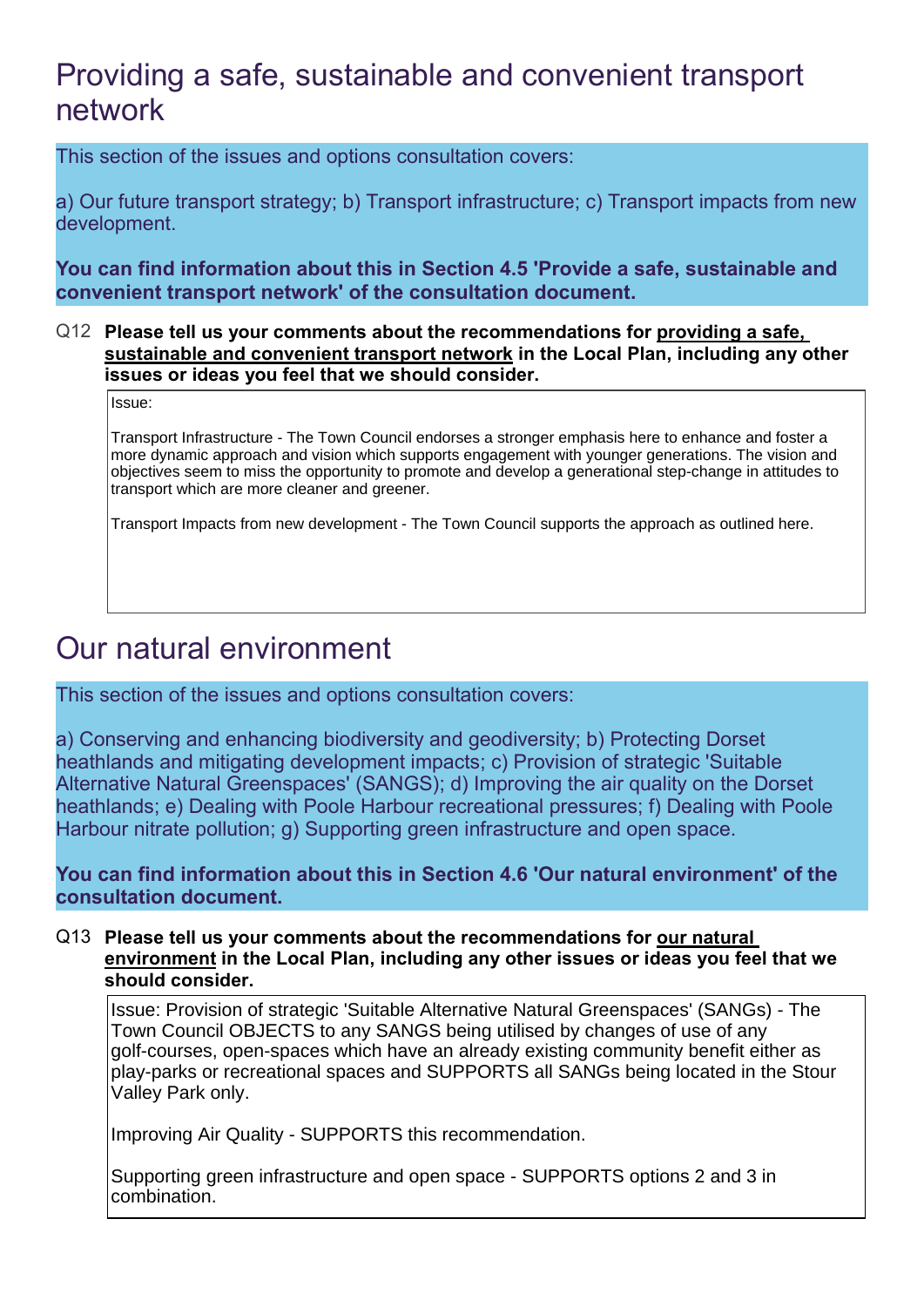# Providing a safe, sustainable and convenient transport network

This section of the issues and options consultation covers:

a) Our future transport strategy; b) Transport infrastructure; c) Transport impacts from new development.

**You can find information about this in Section 4.5 'Provide a safe, sustainable and convenient transport network' of the consultation document.**

Q12 **Please tell us your comments about the recommendations for providing a safe, sustainable and convenient transport network in the Local Plan, including any other issues or ideas you feel that we should consider.**

Issue:

Transport Infrastructure - The Town Council endorses a stronger emphasis here to enhance and foster a more dynamic approach and vision which supports engagement with younger generations. The vision and objectives seem to miss the opportunity to promote and develop a generational step-change in attitudes to transport which are more cleaner and greener.

Transport Impacts from new development - The Town Council supports the approach as outlined here.

# Our natural environment

This section of the issues and options consultation covers:

a) Conserving and enhancing biodiversity and geodiversity; b) Protecting Dorset heathlands and mitigating development impacts; c) Provision of strategic 'Suitable Alternative Natural Greenspaces' (SANGS); d) Improving the air quality on the Dorset heathlands; e) Dealing with Poole Harbour recreational pressures; f) Dealing with Poole Harbour nitrate pollution; g) Supporting green infrastructure and open space.

**You can find information about this in Section 4.6 'Our natural environment' of the consultation document.**

Q13 **Please tell us your comments about the recommendations for our natural environment in the Local Plan, including any other issues or ideas you feel that we should consider.**

Issue: Provision of strategic 'Suitable Alternative Natural Greenspaces' (SANGs) - The Town Council OBJECTS to any SANGS being utilised by changes of use of any golf-courses, open-spaces which have an already existing community benefit either as play-parks or recreational spaces and SUPPORTS all SANGs being located in the Stour Valley Park only.

Improving Air Quality - SUPPORTS this recommendation.

Supporting green infrastructure and open space - SUPPORTS options 2 and 3 in combination.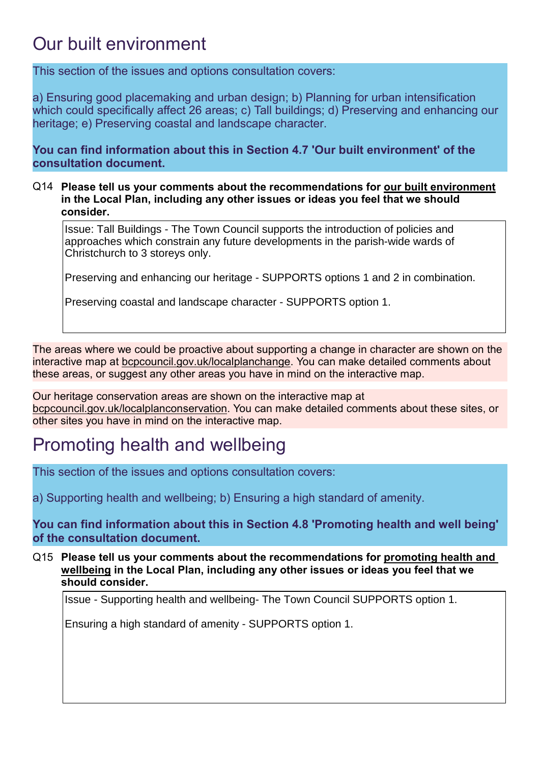# Our built environment

This section of the issues and options consultation covers:

a) Ensuring good placemaking and urban design; b) Planning for urban intensification which could specifically affect 26 areas; c) Tall buildings; d) Preserving and enhancing our heritage; e) Preserving coastal and landscape character.

**You can find information about this in Section 4.7 'Our built environment' of the consultation document.**

Q14 **Please tell us your comments about the recommendations for <u>our built environment</u> in the Local Plan, including any other issues or ideas you feel that we should consider.**

> Issue: Tall Buildings - The Town Council supports the introduction of policies and approaches which constrain any future developments in the parish-wide wards of Christchurch to 3 storeys only.
>
> Preserving and enhancing our heritage - SUPPORTS options 1 and 2 in combination.
>
> Preserving coastal and landscape character - SUPPORTS option 1.

The areas where we could be proactive about supporting a change in character are shown on the interactive map at <u>bcpcouncil.gov.uk/localplanchange</u>. You can make detailed comments about these areas, or suggest any other areas you have in mind on the interactive map.

Our heritage conservation areas are shown on the interactive map at <u>bcpcouncil.gov.uk/localplanconservation</u>. You can make detailed comments about these sites, or other sites you have in mind on the interactive map.

# Promoting health and wellbeing

This section of the issues and options consultation covers:

a) Supporting health and wellbeing; b) Ensuring a high standard of amenity.

**You can find information about this in Section 4.8 'Promoting health and well being' of the consultation document.**

Q15 **Please tell us your comments about the recommendations for <u>promoting health and wellbeing</u> in the Local Plan, including any other issues or ideas you feel that we should consider.**

> Issue - Supporting health and wellbeing- The Town Council SUPPORTS option 1.
>
> Ensuring a high standard of amenity - SUPPORTS option 1.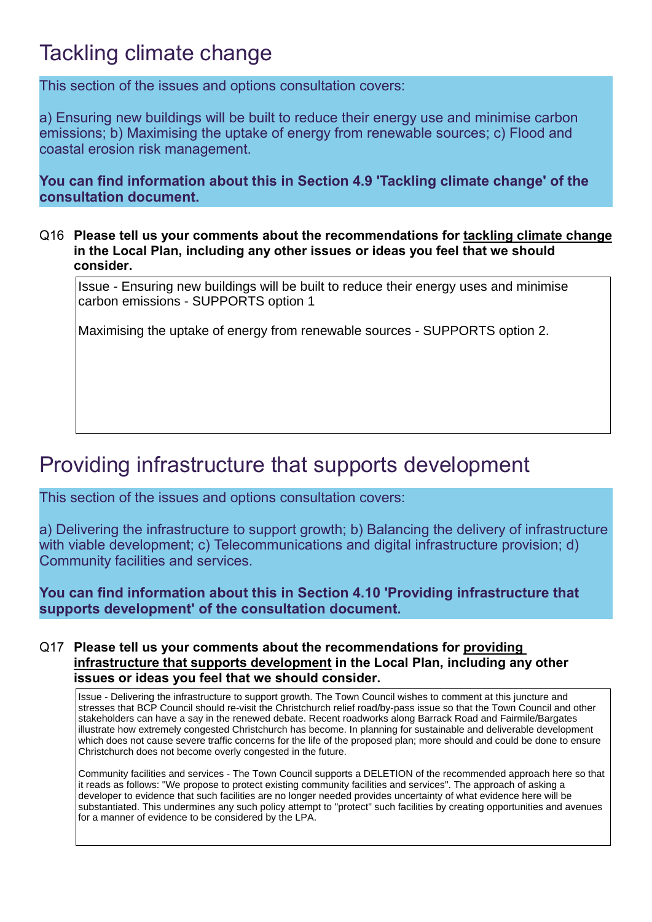# Tackling climate change

This section of the issues and options consultation covers:

a) Ensuring new buildings will be built to reduce their energy use and minimise carbon emissions; b) Maximising the uptake of energy from renewable sources; c) Flood and coastal erosion risk management.

**You can find information about this in Section 4.9 'Tackling climate change' of the consultation document.**

Q16 **Please tell us your comments about the recommendations for tackling climate change in the Local Plan, including any other issues or ideas you feel that we should consider.**

Issue - Ensuring new buildings will be built to reduce their energy uses and minimise carbon emissions - SUPPORTS option 1

Maximising the uptake of energy from renewable sources - SUPPORTS option 2.

# Providing infrastructure that supports development

This section of the issues and options consultation covers:

a) Delivering the infrastructure to support growth; b) Balancing the delivery of infrastructure with viable development; c) Telecommunications and digital infrastructure provision; d) Community facilities and services.

**You can find information about this in Section 4.10 'Providing infrastructure that supports development' of the consultation document.**

Q17 **Please tell us your comments about the recommendations for providing infrastructure that supports development in the Local Plan, including any other issues or ideas you feel that we should consider.**

Issue - Delivering the infrastructure to support growth. The Town Council wishes to comment at this juncture and stresses that BCP Council should re-visit the Christchurch relief road/by-pass issue so that the Town Council and other stakeholders can have a say in the renewed debate. Recent roadworks along Barrack Road and Fairmile/Bargates illustrate how extremely congested Christchurch has become. In planning for sustainable and deliverable development which does not cause severe traffic concerns for the life of the proposed plan; more should and could be done to ensure Christchurch does not become overly congested in the future.

Community facilities and services - The Town Council supports a DELETION of the recommended approach here so that it reads as follows: "We propose to protect existing community facilities and services". The approach of asking a developer to evidence that such facilities are no longer needed provides uncertainty of what evidence here will be substantiated. This undermines any such policy attempt to "protect" such facilities by creating opportunities and avenues for a manner of evidence to be considered by the LPA.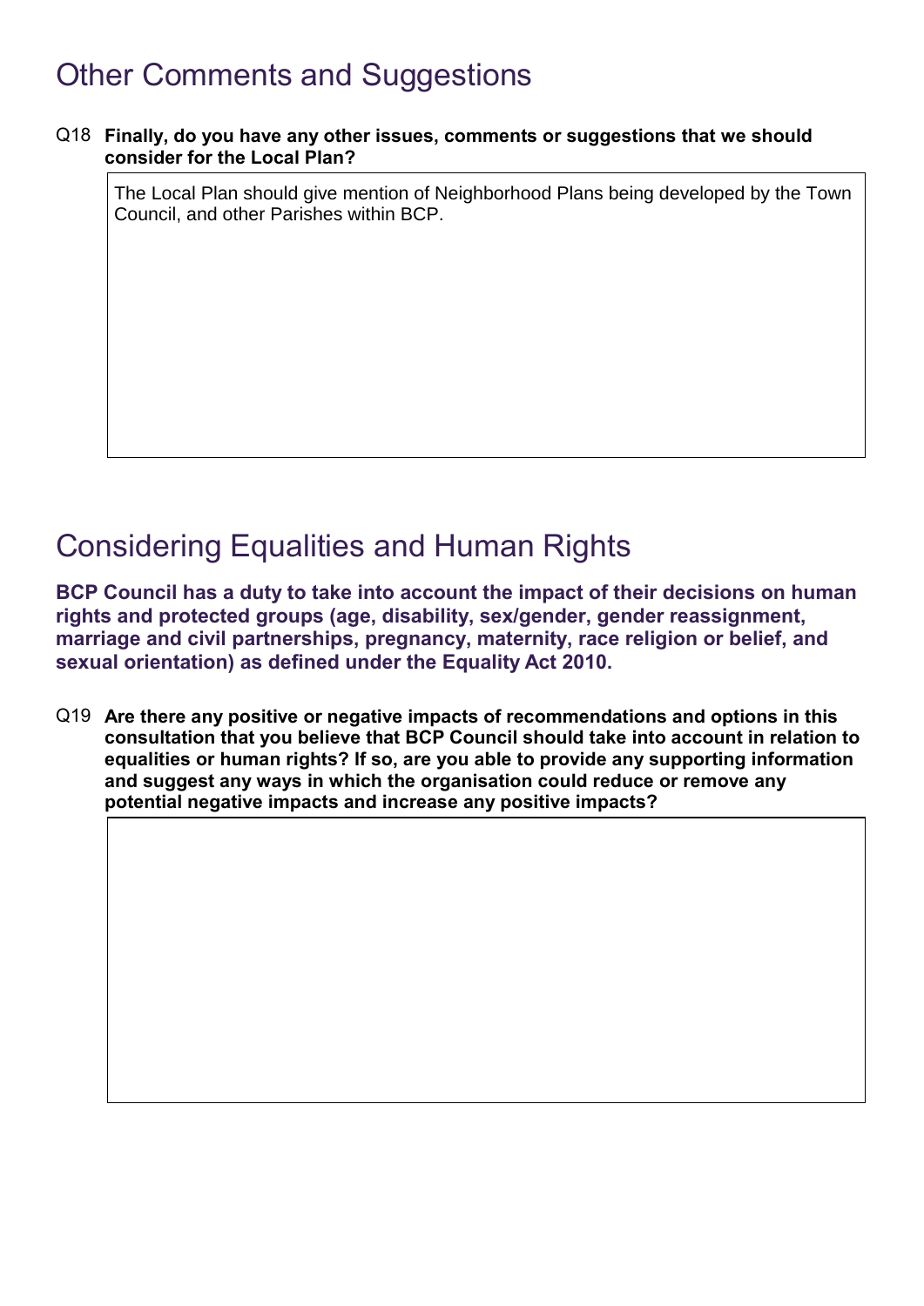## Other Comments and Suggestions

Q18 **Finally, do you have any other issues, comments or suggestions that we should consider for the Local Plan?**

The Local Plan should give mention of Neighborhood Plans being developed by the Town Council, and other Parishes within BCP.

## Considering Equalities and Human Rights

**BCP Council has a duty to take into account the impact of their decisions on human rights and protected groups (age, disability, sex/gender, gender reassignment, marriage and civil partnerships, pregnancy, maternity, race religion or belief, and sexual orientation) as defined under the Equality Act 2010.**

Q19 **Are there any positive or negative impacts of recommendations and options in this consultation that you believe that BCP Council should take into account in relation to equalities or human rights? If so, are you able to provide any supporting information and suggest any ways in which the organisation could reduce or remove any potential negative impacts and increase any positive impacts?**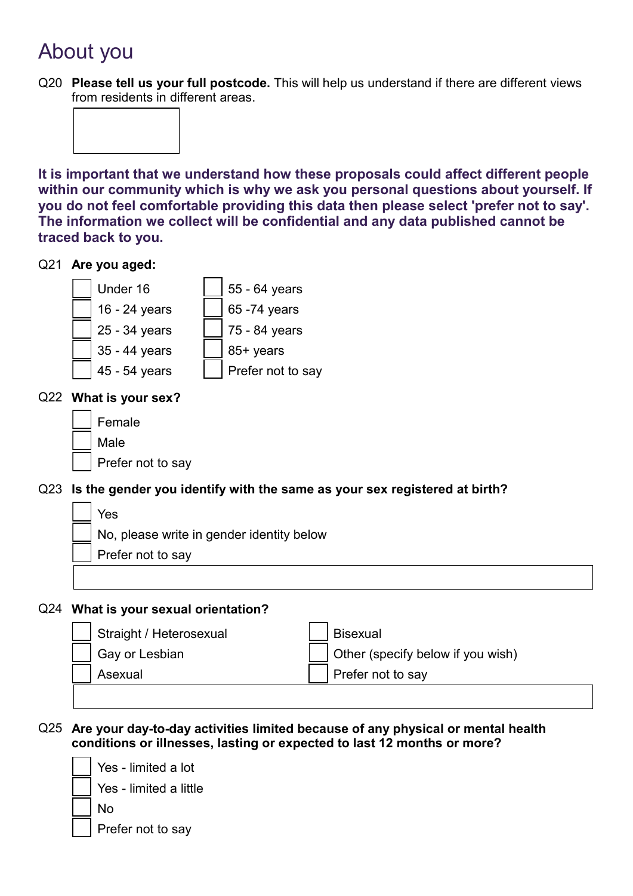# About you

Q20 **Please tell us your full postcode.** This will help us understand if there are different views from residents in different areas.

**It is important that we understand how these proposals could affect different people within our community which is why we ask you personal questions about yourself. If you do not feel comfortable providing this data then please select 'prefer not to say'. The information we collect will be confidential and any data published cannot be traced back to you.**

Q21 **Are you aged:**

- [ ] Under 16
- [ ] 16 - 24 years
- [ ] 25 - 34 years
- [ ] 35 - 44 years
- [ ] 45 - 54 years
- [ ] 55 - 64 years
- [ ] 65 -74 years
- [ ] 75 - 84 years
- [ ] 85+ years
- [ ] Prefer not to say

Q22 **What is your sex?**

- [ ] Female
- [ ] Male
- [ ] Prefer not to say

Q23 **Is the gender you identify with the same as your sex registered at birth?**

- [ ] Yes
- [ ] No, please write in gender identity below
- [ ] Prefer not to say

Q24 **What is your sexual orientation?**

- [ ] Straight / Heterosexual
- [ ] Gay or Lesbian
- [ ] Asexual
- [ ] Bisexual
- [ ] Other (specify below if you wish)
- [ ] Prefer not to say

Q25 **Are your day-to-day activities limited because of any physical or mental health conditions or illnesses, lasting or expected to last 12 months or more?**

- [ ] Yes - limited a lot
- [ ] Yes - limited a little
- [ ] No
- [ ] Prefer not to say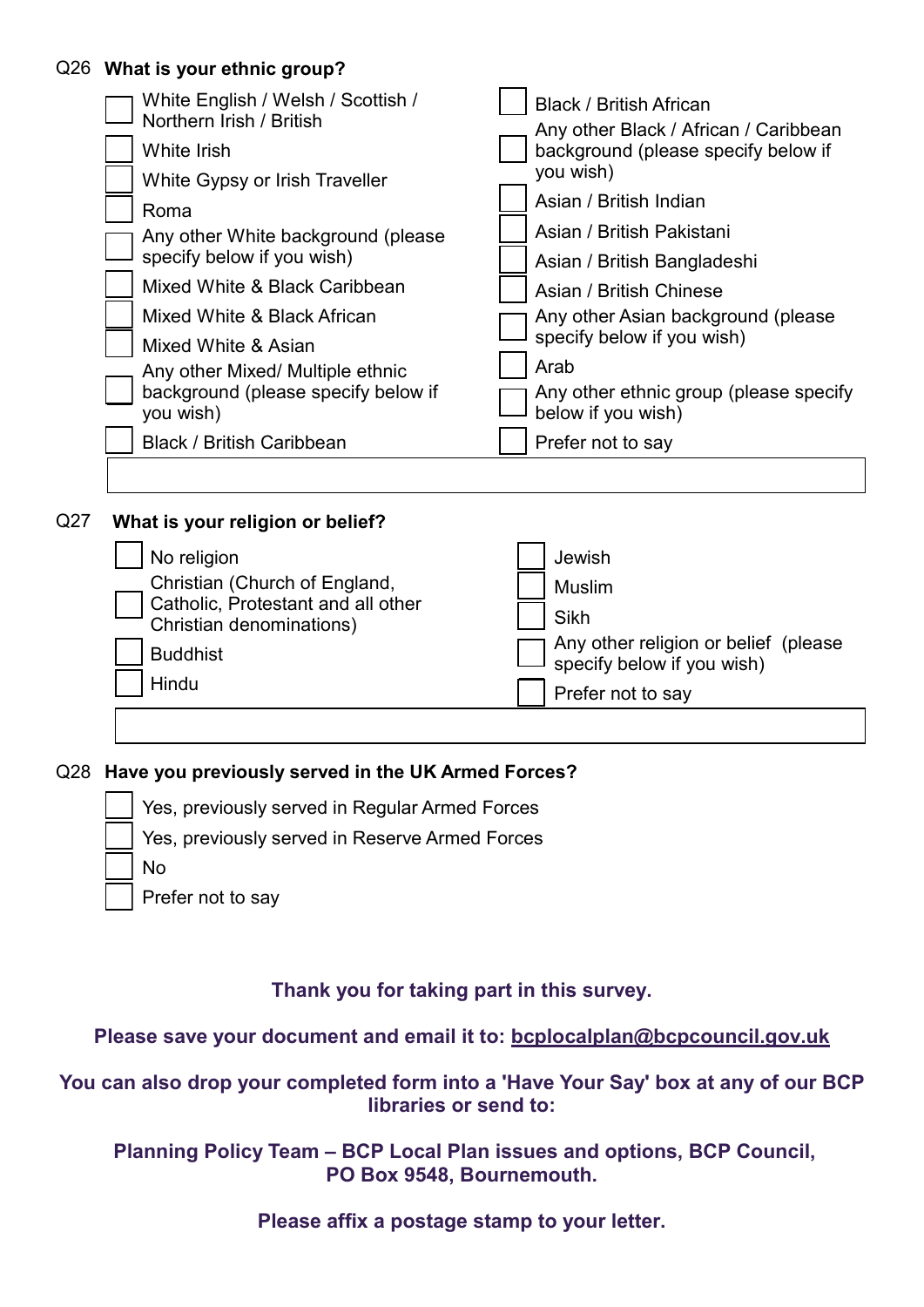**Q26 What is your ethnic group?**

- ☐ White English / Welsh / Scottish / Northern Irish / British
- ☐ White Irish
- ☐ White Gypsy or Irish Traveller
- ☐ Roma
- ☐ Any other White background (please specify below if you wish)
- ☐ Mixed White & Black Caribbean
- ☐ Mixed White & Black African
- ☐ Mixed White & Asian
- ☐ Any other Mixed/ Multiple ethnic background (please specify below if you wish)
- ☐ Black / British Caribbean
- ☐ Black / British African
- ☐ Any other Black / African / Caribbean background (please specify below if you wish)
- ☐ Asian / British Indian
- ☐ Asian / British Pakistani
- ☐ Asian / British Bangladeshi
- ☐ Asian / British Chinese
- ☐ Any other Asian background (please specify below if you wish)
- ☐ Arab
- ☐ Any other ethnic group (please specify below if you wish)
- ☐ Prefer not to say

**Q27 What is your religion or belief?**

- ☐ No religion
- ☐ Christian (Church of England, Catholic, Protestant and all other Christian denominations)
- ☐ Buddhist
- ☐ Hindu
- ☐ Jewish
- ☐ Muslim
- ☐ Sikh
- ☐ Any other religion or belief (please specify below if you wish)
- ☐ Prefer not to say

**Q28 Have you previously served in the UK Armed Forces?**

- ☐ Yes, previously served in Regular Armed Forces
- ☐ Yes, previously served in Reserve Armed Forces
- ☐ No
- ☐ Prefer not to say

**Thank you for taking part in this survey.**

**Please save your document and email it to: bcplocalplan@bcpcouncil.gov.uk**

**You can also drop your completed form into a 'Have Your Say' box at any of our BCP libraries or send to:**

**Planning Policy Team – BCP Local Plan issues and options, BCP Council, PO Box 9548, Bournemouth.**

**Please affix a postage stamp to your letter.**